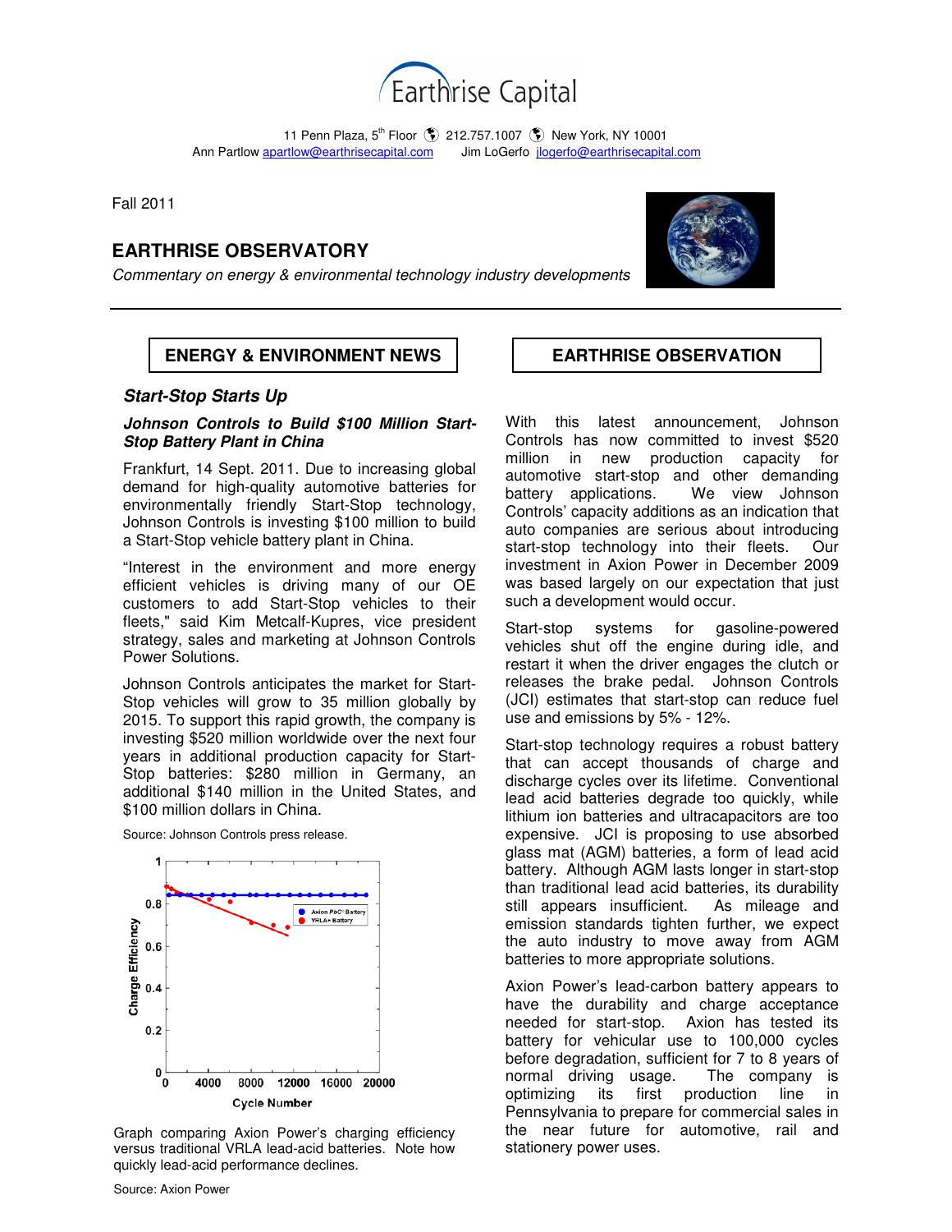# Earthrise Capital

11 Penn Plaza, 5th Floor 212.757.1007 New York, NY 10001
Ann Partlow apartlow@earthrisecapital.com Jim LoGerfo jlogerfo@earthrisecapital.com

Fall 2011

## EARTHRISE OBSERVATORY

*Commentary on energy & environmental technology industry developments*

---

## ENERGY & ENVIRONMENT NEWS

### *Start-Stop Starts Up*

***Johnson Controls to Build $100 Million Start-Stop Battery Plant in China***

Frankfurt, 14 Sept. 2011. Due to increasing global demand for high-quality automotive batteries for environmentally friendly Start-Stop technology, Johnson Controls is investing $100 million to build a Start-Stop vehicle battery plant in China.

“Interest in the environment and more energy efficient vehicles is driving many of our OE customers to add Start-Stop vehicles to their fleets," said Kim Metcalf-Kupres, vice president strategy, sales and marketing at Johnson Controls Power Solutions.

Johnson Controls anticipates the market for Start-Stop vehicles will grow to 35 million globally by 2015. To support this rapid growth, the company is investing $520 million worldwide over the next four years in additional production capacity for Start-Stop batteries: $280 million in Germany, an additional $140 million in the United States, and $100 million dollars in China.

Source: Johnson Controls press release.

Graph comparing Axion Power’s charging efficiency versus traditional VRLA lead-acid batteries. Note how quickly lead-acid performance declines.

Source: Axion Power

## EARTHRISE OBSERVATION

With this latest announcement, Johnson Controls has now committed to invest $520 million in new production capacity for automotive start-stop and other demanding battery applications. We view Johnson Controls’ capacity additions as an indication that auto companies are serious about introducing start-stop technology into their fleets. Our investment in Axion Power in December 2009 was based largely on our expectation that just such a development would occur.

Start-stop systems for gasoline-powered vehicles shut off the engine during idle, and restart it when the driver engages the clutch or releases the brake pedal. Johnson Controls (JCI) estimates that start-stop can reduce fuel use and emissions by 5% - 12%.

Start-stop technology requires a robust battery that can accept thousands of charge and discharge cycles over its lifetime. Conventional lead acid batteries degrade too quickly, while lithium ion batteries and ultracapacitors are too expensive. JCI is proposing to use absorbed glass mat (AGM) batteries, a form of lead acid battery. Although AGM lasts longer in start-stop than traditional lead acid batteries, its durability still appears insufficient. As mileage and emission standards tighten further, we expect the auto industry to move away from AGM batteries to more appropriate solutions.

Axion Power’s lead-carbon battery appears to have the durability and charge acceptance needed for start-stop. Axion has tested its battery for vehicular use to 100,000 cycles before degradation, sufficient for 7 to 8 years of normal driving usage. The company is optimizing its first production line in Pennsylvania to prepare for commercial sales in the near future for automotive, rail and stationery power uses.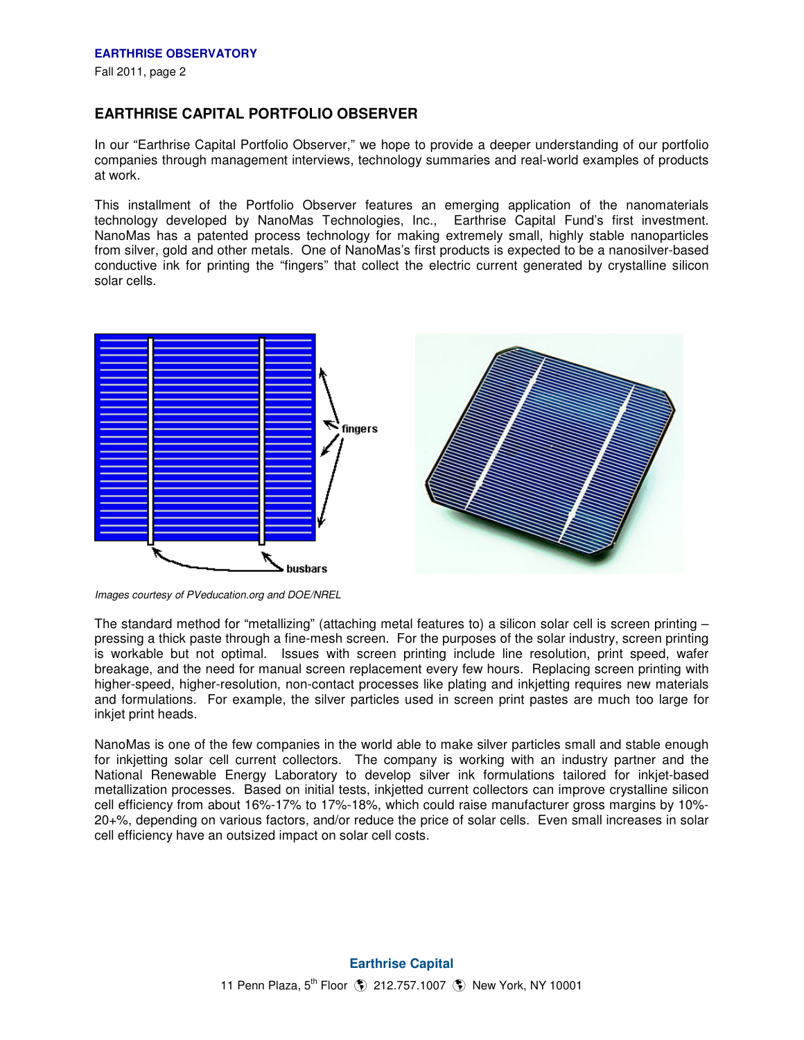## EARTHRISE CAPITAL PORTFOLIO OBSERVER

In our "Earthrise Capital Portfolio Observer," we hope to provide a deeper understanding of our portfolio companies through management interviews, technology summaries and real-world examples of products at work.

This installment of the Portfolio Observer features an emerging application of the nanomaterials technology developed by NanoMas Technologies, Inc., Earthrise Capital Fund's first investment. NanoMas has a patented process technology for making extremely small, highly stable nanoparticles from silver, gold and other metals. One of NanoMas's first products is expected to be a nanosilver-based conductive ink for printing the "fingers" that collect the electric current generated by crystalline silicon solar cells.

*Images courtesy of PVeducation.org and DOE/NREL*

The standard method for "metallizing" (attaching metal features to) a silicon solar cell is screen printing – pressing a thick paste through a fine-mesh screen. For the purposes of the solar industry, screen printing is workable but not optimal. Issues with screen printing include line resolution, print speed, wafer breakage, and the need for manual screen replacement every few hours. Replacing screen printing with higher-speed, higher-resolution, non-contact processes like plating and inkjetting requires new materials and formulations. For example, the silver particles used in screen print pastes are much too large for inkjet print heads.

NanoMas is one of the few companies in the world able to make silver particles small and stable enough for inkjetting solar cell current collectors. The company is working with an industry partner and the National Renewable Energy Laboratory to develop silver ink formulations tailored for inkjet-based metallization processes. Based on initial tests, inkjetted current collectors can improve crystalline silicon cell efficiency from about 16%-17% to 17%-18%, which could raise manufacturer gross margins by 10%-20+%, depending on various factors, and/or reduce the price of solar cells. Even small increases in solar cell efficiency have an outsized impact on solar cell costs.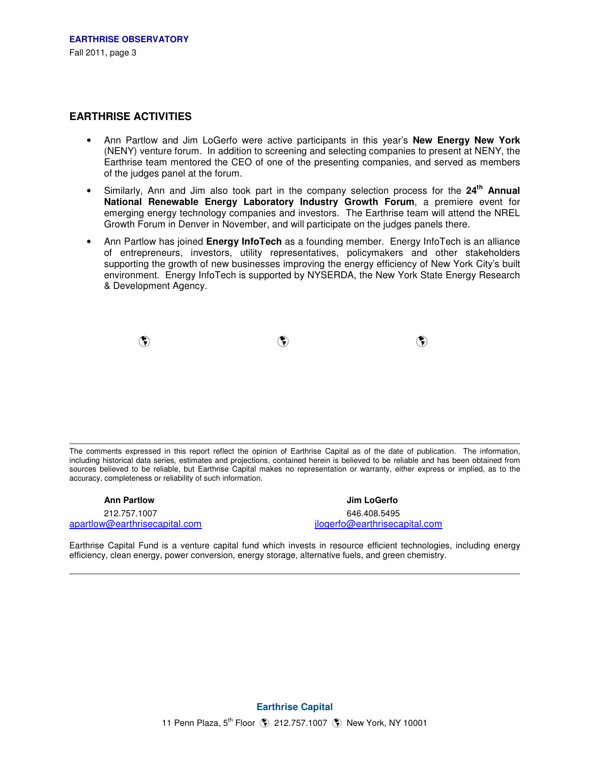## EARTHRISE ACTIVITIES

- Ann Partlow and Jim LoGerfo were active participants in this year's **New Energy New York** (NENY) venture forum. In addition to screening and selecting companies to present at NENY, the Earthrise team mentored the CEO of one of the presenting companies, and served as members of the judges panel at the forum.
- Similarly, Ann and Jim also took part in the company selection process for the **24th Annual National Renewable Energy Laboratory Industry Growth Forum**, a premiere event for emerging energy technology companies and investors. The Earthrise team will attend the NREL Growth Forum in Denver in November, and will participate on the judges panels there.
- Ann Partlow has joined **Energy InfoTech** as a founding member. Energy InfoTech is an alliance of entrepreneurs, investors, utility representatives, policymakers and other stakeholders supporting the growth of new businesses improving the energy efficiency of New York City's built environment. Energy InfoTech is supported by NYSERDA, the New York State Energy Research & Development Agency.

---

The comments expressed in this report reflect the opinion of Earthrise Capital as of the date of publication. The information, including historical data series, estimates and projections, contained herein is believed to be reliable and has been obtained from sources believed to be reliable, but Earthrise Capital makes no representation or warranty, either express or implied, as to the accuracy, completeness or reliability of such information.

**Ann Partlow**
212.757.1007
apartlow@earthrisecapital.com

**Jim LoGerfo**
646.408.5495
jlogerfo@earthrisecapital.com

Earthrise Capital Fund is a venture capital fund which invests in resource efficient technologies, including energy efficiency, clean energy, power conversion, energy storage, alternative fuels, and green chemistry.

---

**Earthrise Capital**

11 Penn Plaza, 5th Floor · 212.757.1007 · New York, NY 10001